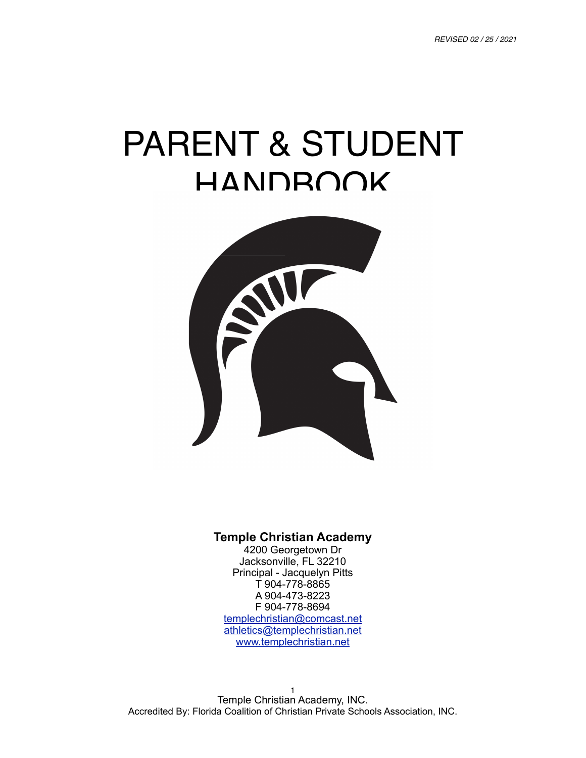*REVISED 02 / 25 / 2021*

# PARENT & STUDENT HANDBOOK

**Temple Christian Academy**
4200 Georgetown Dr
Jacksonville, FL 32210
Principal - Jacquelyn Pitts
T 904-778-8865
A 904-473-8223
F 904-778-8694
templechristian@comcast.net
athletics@templechristian.net
www.templechristian.net

Temple Christian Academy, INC.
Accredited By: Florida Coalition of Christian Private Schools Association, INC.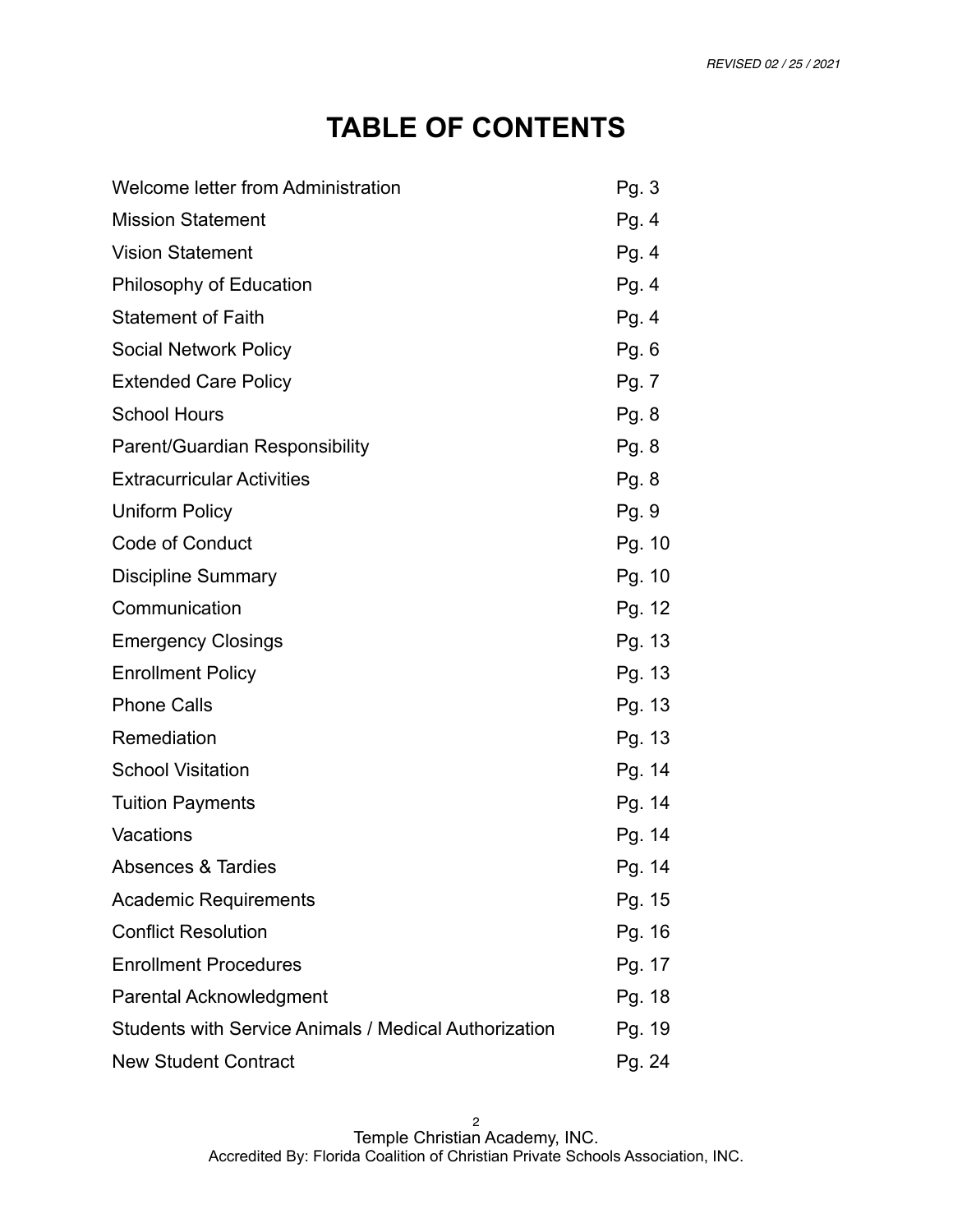# TABLE OF CONTENTS

| | |
|---|---|
| Welcome letter from Administration | Pg. 3 |
| Mission Statement | Pg. 4 |
| Vision Statement | Pg. 4 |
| Philosophy of Education | Pg. 4 |
| Statement of Faith | Pg. 4 |
| Social Network Policy | Pg. 6 |
| Extended Care Policy | Pg. 7 |
| School Hours | Pg. 8 |
| Parent/Guardian Responsibility | Pg. 8 |
| Extracurricular Activities | Pg. 8 |
| Uniform Policy | Pg. 9 |
| Code of Conduct | Pg. 10 |
| Discipline Summary | Pg. 10 |
| Communication | Pg. 12 |
| Emergency Closings | Pg. 13 |
| Enrollment Policy | Pg. 13 |
| Phone Calls | Pg. 13 |
| Remediation | Pg. 13 |
| School Visitation | Pg. 14 |
| Tuition Payments | Pg. 14 |
| Vacations | Pg. 14 |
| Absences & Tardies | Pg. 14 |
| Academic Requirements | Pg. 15 |
| Conflict Resolution | Pg. 16 |
| Enrollment Procedures | Pg. 17 |
| Parental Acknowledgment | Pg. 18 |
| Students with Service Animals / Medical Authorization | Pg. 19 |
| New Student Contract | Pg. 24 |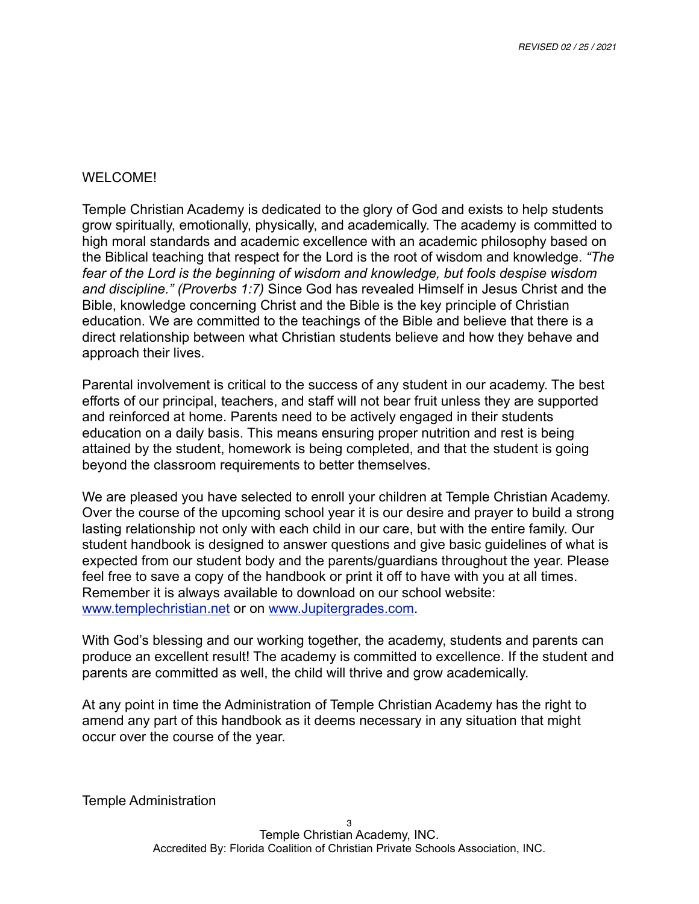WELCOME!

Temple Christian Academy is dedicated to the glory of God and exists to help students grow spiritually, emotionally, physically, and academically. The academy is committed to high moral standards and academic excellence with an academic philosophy based on the Biblical teaching that respect for the Lord is the root of wisdom and knowledge. *"The fear of the Lord is the beginning of wisdom and knowledge, but fools despise wisdom and discipline." (Proverbs 1:7)* Since God has revealed Himself in Jesus Christ and the Bible, knowledge concerning Christ and the Bible is the key principle of Christian education. We are committed to the teachings of the Bible and believe that there is a direct relationship between what Christian students believe and how they behave and approach their lives.

Parental involvement is critical to the success of any student in our academy. The best efforts of our principal, teachers, and staff will not bear fruit unless they are supported and reinforced at home. Parents need to be actively engaged in their students education on a daily basis. This means ensuring proper nutrition and rest is being attained by the student, homework is being completed, and that the student is going beyond the classroom requirements to better themselves.

We are pleased you have selected to enroll your children at Temple Christian Academy. Over the course of the upcoming school year it is our desire and prayer to build a strong lasting relationship not only with each child in our care, but with the entire family. Our student handbook is designed to answer questions and give basic guidelines of what is expected from our student body and the parents/guardians throughout the year. Please feel free to save a copy of the handbook or print it off to have with you at all times. Remember it is always available to download on our school website: [www.templechristian.net](http://www.templechristian.net) or on [www.Jupitergrades.com](http://www.Jupitergrades.com).

With God's blessing and our working together, the academy, students and parents can produce an excellent result! The academy is committed to excellence. If the student and parents are committed as well, the child will thrive and grow academically.

At any point in time the Administration of Temple Christian Academy has the right to amend any part of this handbook as it deems necessary in any situation that might occur over the course of the year.

Temple Administration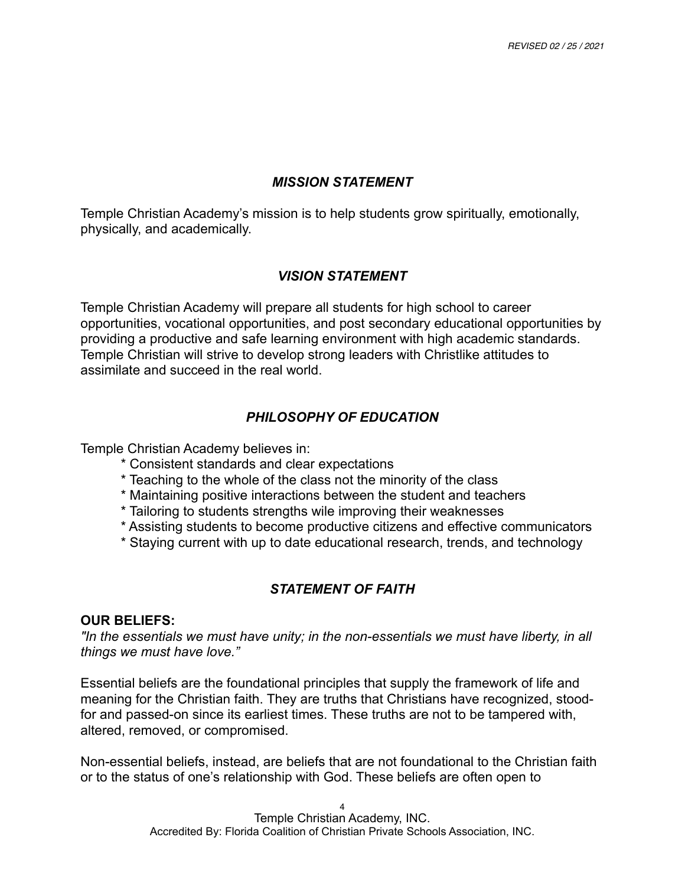*REVISED 02 / 25 / 2021*

## *MISSION STATEMENT*

Temple Christian Academy's mission is to help students grow spiritually, emotionally, physically, and academically.

## *VISION STATEMENT*

Temple Christian Academy will prepare all students for high school to career opportunities, vocational opportunities, and post secondary educational opportunities by providing a productive and safe learning environment with high academic standards. Temple Christian will strive to develop strong leaders with Christlike attitudes to assimilate and succeed in the real world.

## *PHILOSOPHY OF EDUCATION*

Temple Christian Academy believes in:

- Consistent standards and clear expectations
- Teaching to the whole of the class not the minority of the class
- Maintaining positive interactions between the student and teachers
- Tailoring to students strengths wile improving their weaknesses
- Assisting students to become productive citizens and effective communicators
- Staying current with up to date educational research, trends, and technology

## *STATEMENT OF FAITH*

**OUR BELIEFS:**

*"In the essentials we must have unity; in the non-essentials we must have liberty, in all things we must have love."*

Essential beliefs are the foundational principles that supply the framework of life and meaning for the Christian faith. They are truths that Christians have recognized, stood-for and passed-on since its earliest times. These truths are not to be tampered with, altered, removed, or compromised.

Non-essential beliefs, instead, are beliefs that are not foundational to the Christian faith or to the status of one's relationship with God. These beliefs are often open to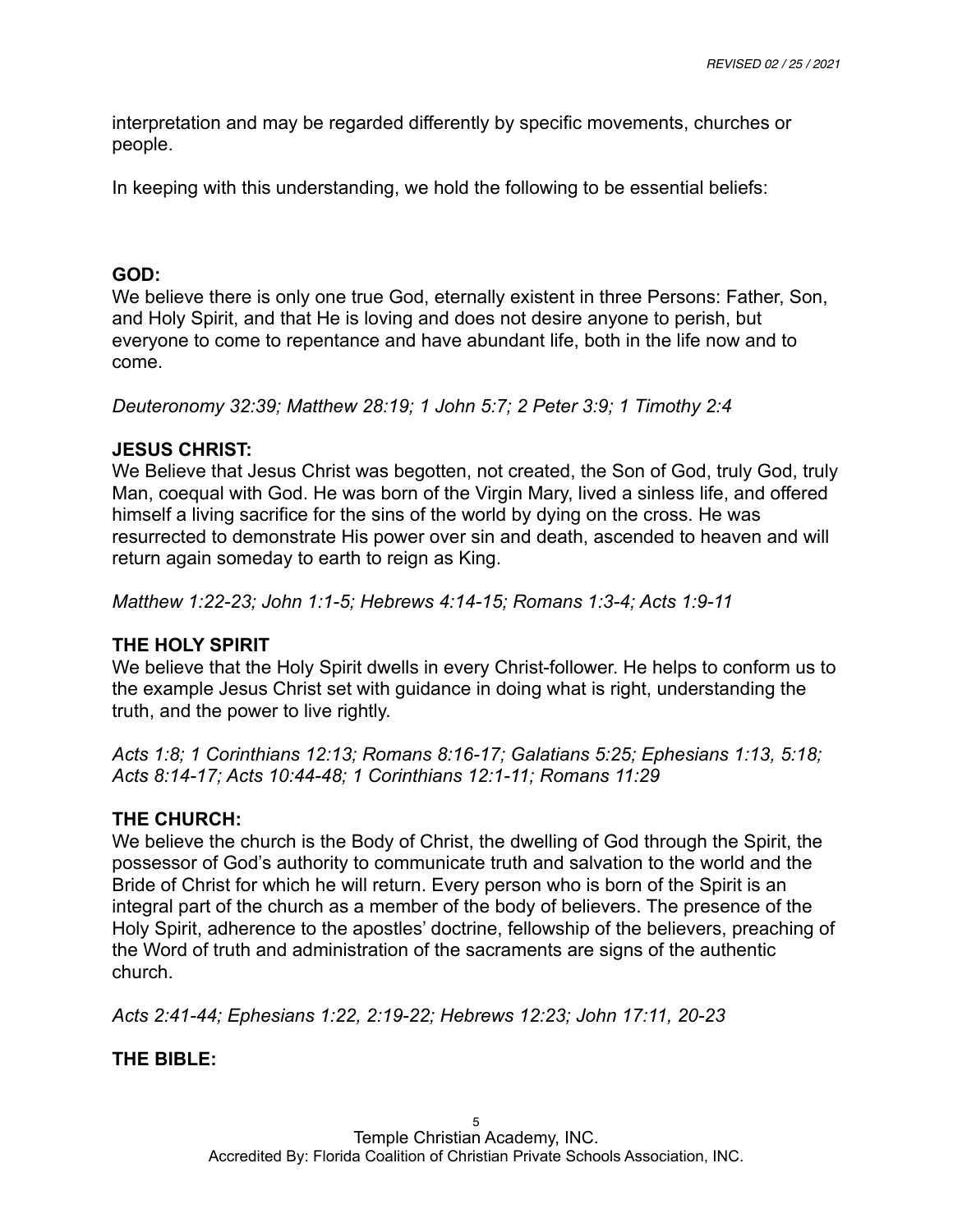interpretation and may be regarded differently by specific movements, churches or people.

In keeping with this understanding, we hold the following to be essential beliefs:

**GOD:**
We believe there is only one true God, eternally existent in three Persons: Father, Son, and Holy Spirit, and that He is loving and does not desire anyone to perish, but everyone to come to repentance and have abundant life, both in the life now and to come.

*Deuteronomy 32:39; Matthew 28:19; 1 John 5:7; 2 Peter 3:9; 1 Timothy 2:4*

**JESUS CHRIST:**
We Believe that Jesus Christ was begotten, not created, the Son of God, truly God, truly Man, coequal with God. He was born of the Virgin Mary, lived a sinless life, and offered himself a living sacrifice for the sins of the world by dying on the cross. He was resurrected to demonstrate His power over sin and death, ascended to heaven and will return again someday to earth to reign as King.

*Matthew 1:22-23; John 1:1-5; Hebrews 4:14-15; Romans 1:3-4; Acts 1:9-11*

**THE HOLY SPIRIT**
We believe that the Holy Spirit dwells in every Christ-follower. He helps to conform us to the example Jesus Christ set with guidance in doing what is right, understanding the truth, and the power to live rightly.

*Acts 1:8; 1 Corinthians 12:13; Romans 8:16-17; Galatians 5:25; Ephesians 1:13, 5:18; Acts 8:14-17; Acts 10:44-48; 1 Corinthians 12:1-11; Romans 11:29*

**THE CHURCH:**
We believe the church is the Body of Christ, the dwelling of God through the Spirit, the possessor of God's authority to communicate truth and salvation to the world and the Bride of Christ for which he will return. Every person who is born of the Spirit is an integral part of the church as a member of the body of believers. The presence of the Holy Spirit, adherence to the apostles' doctrine, fellowship of the believers, preaching of the Word of truth and administration of the sacraments are signs of the authentic church.

*Acts 2:41-44; Ephesians 1:22, 2:19-22; Hebrews 12:23; John 17:11, 20-23*

**THE BIBLE:**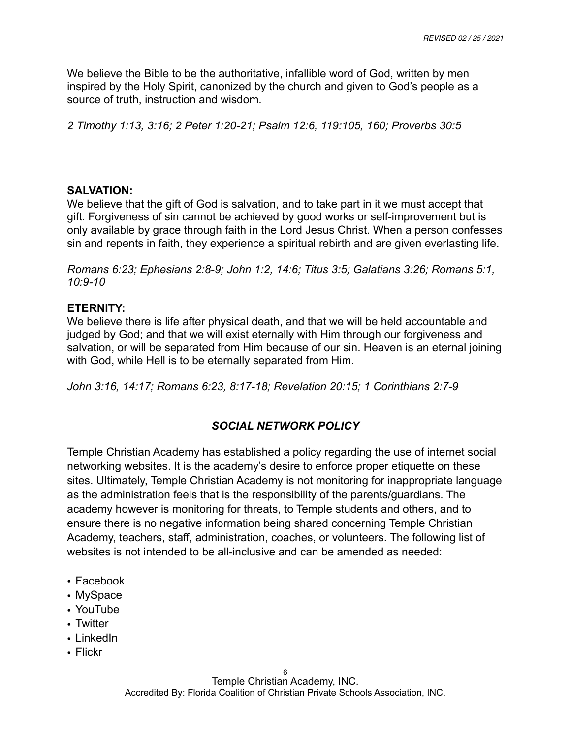We believe the Bible to be the authoritative, infallible word of God, written by men inspired by the Holy Spirit, canonized by the church and given to God's people as a source of truth, instruction and wisdom.

*2 Timothy 1:13, 3:16; 2 Peter 1:20-21; Psalm 12:6, 119:105, 160; Proverbs 30:5*

**SALVATION:**
We believe that the gift of God is salvation, and to take part in it we must accept that gift. Forgiveness of sin cannot be achieved by good works or self-improvement but is only available by grace through faith in the Lord Jesus Christ. When a person confesses sin and repents in faith, they experience a spiritual rebirth and are given everlasting life.

*Romans 6:23; Ephesians 2:8-9; John 1:2, 14:6; Titus 3:5; Galatians 3:26; Romans 5:1, 10:9-10*

**ETERNITY:**
We believe there is life after physical death, and that we will be held accountable and judged by God; and that we will exist eternally with Him through our forgiveness and salvation, or will be separated from Him because of our sin. Heaven is an eternal joining with God, while Hell is to be eternally separated from Him.

*John 3:16, 14:17; Romans 6:23, 8:17-18; Revelation 20:15; 1 Corinthians 2:7-9*

## *SOCIAL NETWORK POLICY*

Temple Christian Academy has established a policy regarding the use of internet social networking websites. It is the academy's desire to enforce proper etiquette on these sites. Ultimately, Temple Christian Academy is not monitoring for inappropriate language as the administration feels that is the responsibility of the parents/guardians. The academy however is monitoring for threats, to Temple students and others, and to ensure there is no negative information being shared concerning Temple Christian Academy, teachers, staff, administration, coaches, or volunteers. The following list of websites is not intended to be all-inclusive and can be amended as needed:

- Facebook
- MySpace
- YouTube
- Twitter
- LinkedIn
- Flickr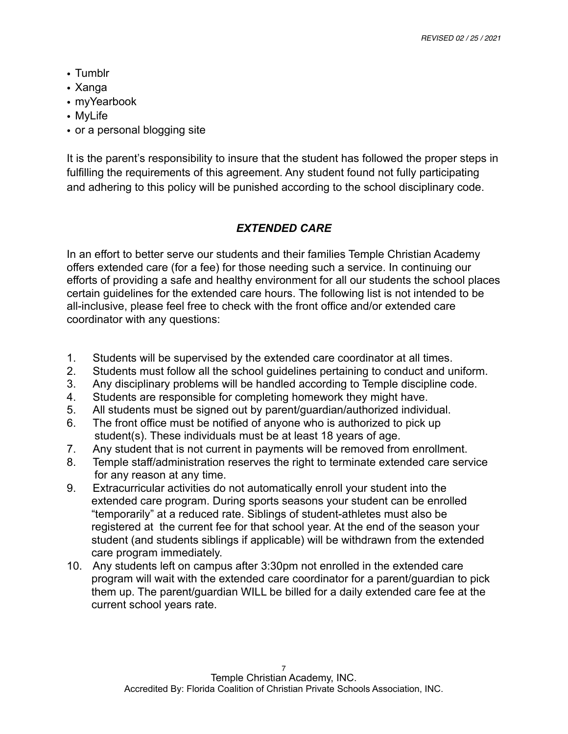- Tumblr
- Xanga
- myYearbook
- MyLife
- or a personal blogging site

It is the parent's responsibility to insure that the student has followed the proper steps in fulfilling the requirements of this agreement. Any student found not fully participating and adhering to this policy will be punished according to the school disciplinary code.

## *EXTENDED CARE*

In an effort to better serve our students and their families Temple Christian Academy offers extended care (for a fee) for those needing such a service. In continuing our efforts of providing a safe and healthy environment for all our students the school places certain guidelines for the extended care hours. The following list is not intended to be all-inclusive, please feel free to check with the front office and/or extended care coordinator with any questions:

1. Students will be supervised by the extended care coordinator at all times.
2. Students must follow all the school guidelines pertaining to conduct and uniform.
3. Any disciplinary problems will be handled according to Temple discipline code.
4. Students are responsible for completing homework they might have.
5. All students must be signed out by parent/guardian/authorized individual.
6. The front office must be notified of anyone who is authorized to pick up student(s). These individuals must be at least 18 years of age.
7. Any student that is not current in payments will be removed from enrollment.
8. Temple staff/administration reserves the right to terminate extended care service for any reason at any time.
9. Extracurricular activities do not automatically enroll your student into the extended care program. During sports seasons your student can be enrolled "temporarily" at a reduced rate. Siblings of student-athletes must also be registered at the current fee for that school year. At the end of the season your student (and students siblings if applicable) will be withdrawn from the extended care program immediately.
10. Any students left on campus after 3:30pm not enrolled in the extended care program will wait with the extended care coordinator for a parent/guardian to pick them up. The parent/guardian WILL be billed for a daily extended care fee at the current school years rate.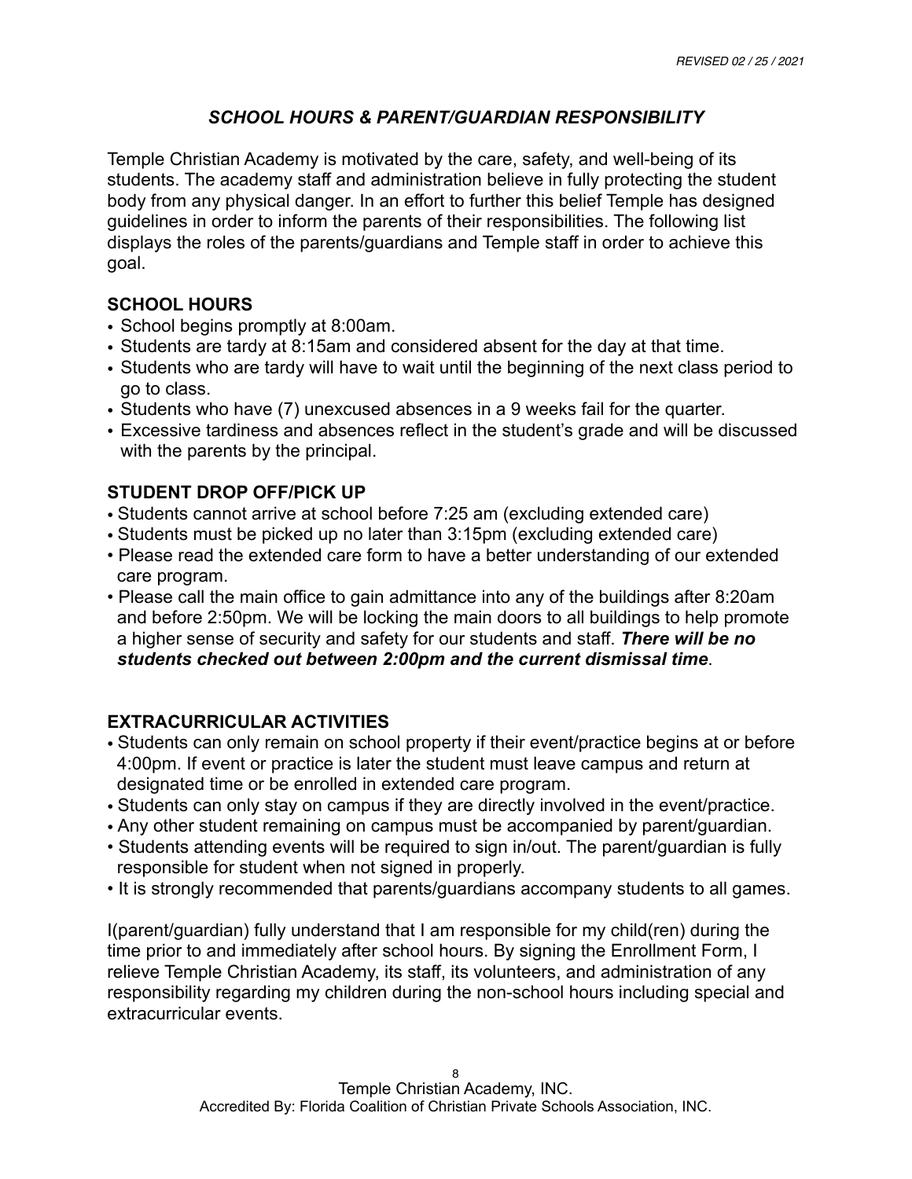## *SCHOOL HOURS & PARENT/GUARDIAN RESPONSIBILITY*

Temple Christian Academy is motivated by the care, safety, and well-being of its students. The academy staff and administration believe in fully protecting the student body from any physical danger. In an effort to further this belief Temple has designed guidelines in order to inform the parents of their responsibilities. The following list displays the roles of the parents/guardians and Temple staff in order to achieve this goal.

### SCHOOL HOURS

- School begins promptly at 8:00am.
- Students are tardy at 8:15am and considered absent for the day at that time.
- Students who are tardy will have to wait until the beginning of the next class period to go to class.
- Students who have (7) unexcused absences in a 9 weeks fail for the quarter.
- Excessive tardiness and absences reflect in the student's grade and will be discussed with the parents by the principal.

### STUDENT DROP OFF/PICK UP

- Students cannot arrive at school before 7:25 am (excluding extended care)
- Students must be picked up no later than 3:15pm (excluding extended care)
- Please read the extended care form to have a better understanding of our extended care program.
- Please call the main office to gain admittance into any of the buildings after 8:20am and before 2:50pm. We will be locking the main doors to all buildings to help promote a higher sense of security and safety for our students and staff. ***There will be no students checked out between 2:00pm and the current dismissal time***.

### EXTRACURRICULAR ACTIVITIES

- Students can only remain on school property if their event/practice begins at or before 4:00pm. If event or practice is later the student must leave campus and return at designated time or be enrolled in extended care program.
- Students can only stay on campus if they are directly involved in the event/practice.
- Any other student remaining on campus must be accompanied by parent/guardian.
- Students attending events will be required to sign in/out. The parent/guardian is fully responsible for student when not signed in properly.
- It is strongly recommended that parents/guardians accompany students to all games.

I(parent/guardian) fully understand that I am responsible for my child(ren) during the time prior to and immediately after school hours. By signing the Enrollment Form, I relieve Temple Christian Academy, its staff, its volunteers, and administration of any responsibility regarding my children during the non-school hours including special and extracurricular events.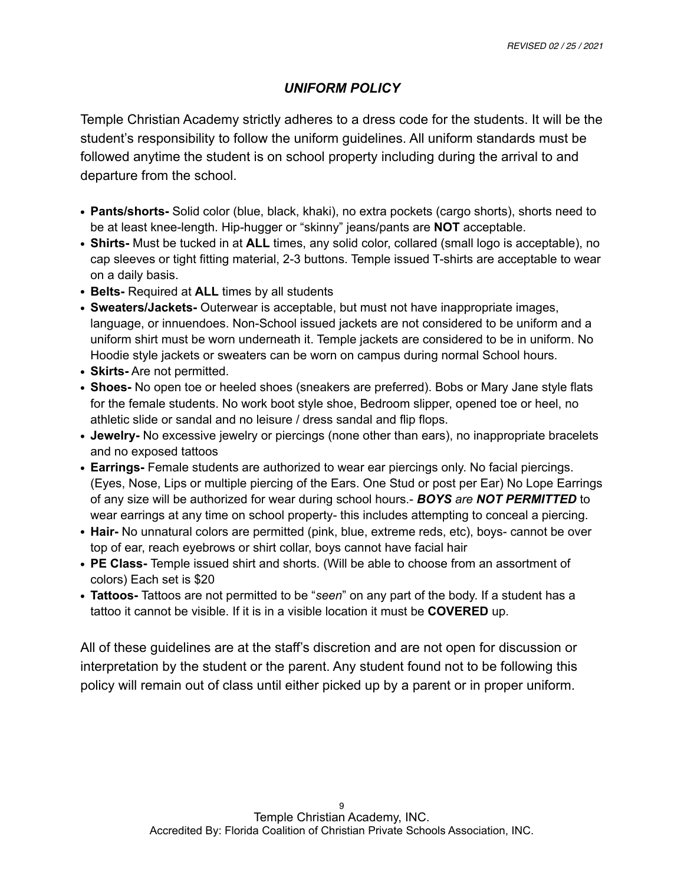## ***UNIFORM POLICY***

Temple Christian Academy strictly adheres to a dress code for the students. It will be the student's responsibility to follow the uniform guidelines. All uniform standards must be followed anytime the student is on school property including during the arrival to and departure from the school.

- **Pants/shorts-** Solid color (blue, black, khaki), no extra pockets (cargo shorts), shorts need to be at least knee-length. Hip-hugger or "skinny" jeans/pants are **NOT** acceptable.
- **Shirts-** Must be tucked in at **ALL** times, any solid color, collared (small logo is acceptable), no cap sleeves or tight fitting material, 2-3 buttons. Temple issued T-shirts are acceptable to wear on a daily basis.
- **Belts-** Required at **ALL** times by all students
- **Sweaters/Jackets-** Outerwear is acceptable, but must not have inappropriate images, language, or innuendoes. Non-School issued jackets are not considered to be uniform and a uniform shirt must be worn underneath it. Temple jackets are considered to be in uniform. No Hoodie style jackets or sweaters can be worn on campus during normal School hours.
- **Skirts-** Are not permitted.
- **Shoes-** No open toe or heeled shoes (sneakers are preferred). Bobs or Mary Jane style flats for the female students. No work boot style shoe, Bedroom slipper, opened toe or heel, no athletic slide or sandal and no leisure / dress sandal and flip flops.
- **Jewelry-** No excessive jewelry or piercings (none other than ears), no inappropriate bracelets and no exposed tattoos
- **Earrings-** Female students are authorized to wear ear piercings only. No facial piercings. (Eyes, Nose, Lips or multiple piercing of the Ears. One Stud or post per Ear) No Lope Earrings of any size will be authorized for wear during school hours.- ***BOYS*** *are* ***NOT PERMITTED*** to wear earrings at any time on school property- this includes attempting to conceal a piercing.
- **Hair-** No unnatural colors are permitted (pink, blue, extreme reds, etc), boys- cannot be over top of ear, reach eyebrows or shirt collar, boys cannot have facial hair
- **PE Class-** Temple issued shirt and shorts. (Will be able to choose from an assortment of colors) Each set is $20
- **Tattoos-** Tattoos are not permitted to be "*seen*" on any part of the body. If a student has a tattoo it cannot be visible. If it is in a visible location it must be **COVERED** up.

All of these guidelines are at the staff's discretion and are not open for discussion or interpretation by the student or the parent. Any student found not to be following this policy will remain out of class until either picked up by a parent or in proper uniform.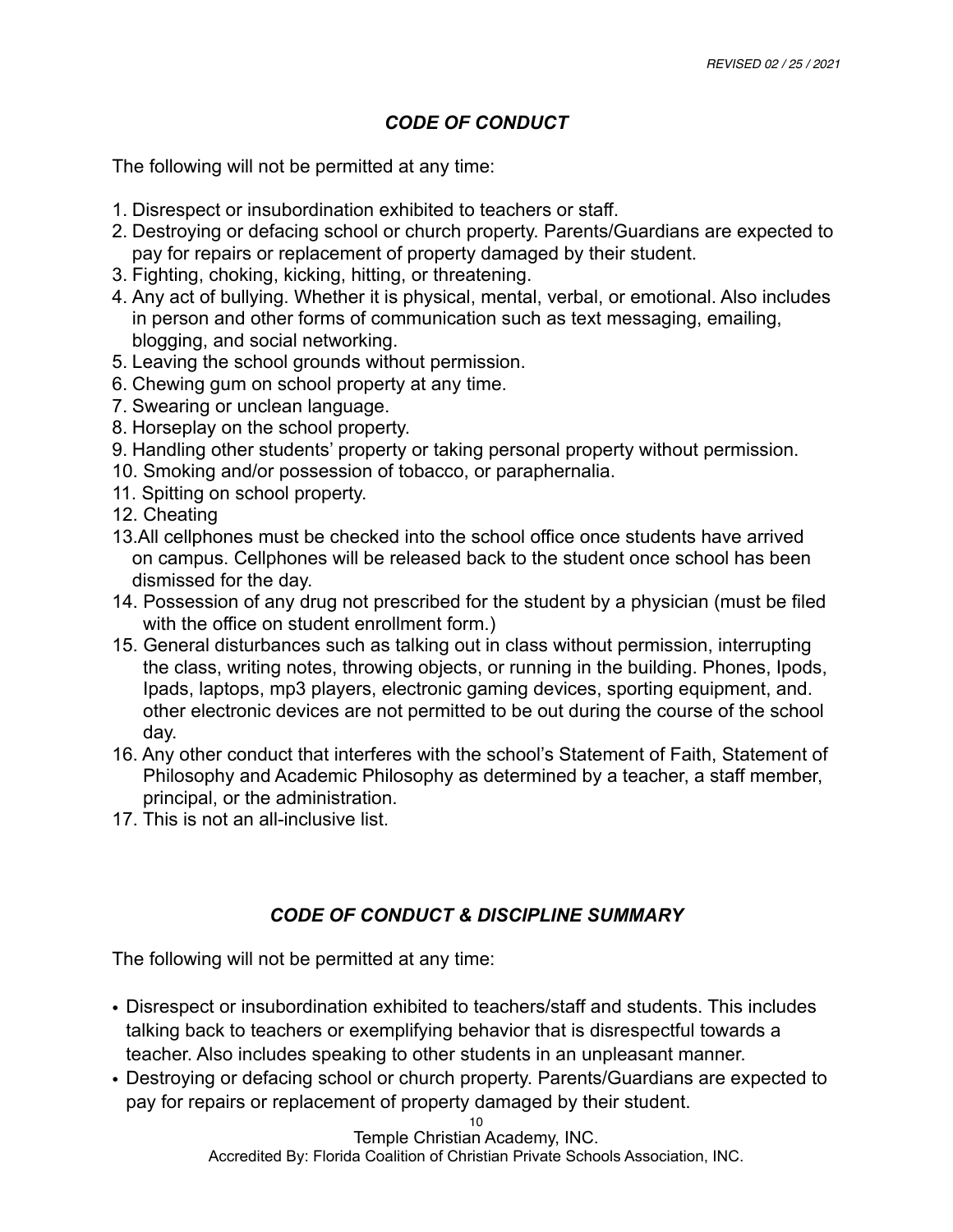## *CODE OF CONDUCT*

The following will not be permitted at any time:

1. Disrespect or insubordination exhibited to teachers or staff.
2. Destroying or defacing school or church property. Parents/Guardians are expected to pay for repairs or replacement of property damaged by their student.
3. Fighting, choking, kicking, hitting, or threatening.
4. Any act of bullying. Whether it is physical, mental, verbal, or emotional. Also includes in person and other forms of communication such as text messaging, emailing, blogging, and social networking.
5. Leaving the school grounds without permission.
6. Chewing gum on school property at any time.
7. Swearing or unclean language.
8. Horseplay on the school property.
9. Handling other students' property or taking personal property without permission.
10. Smoking and/or possession of tobacco, or paraphernalia.
11. Spitting on school property.
12. Cheating
13. All cellphones must be checked into the school office once students have arrived on campus. Cellphones will be released back to the student once school has been dismissed for the day.
14. Possession of any drug not prescribed for the student by a physician (must be filed with the office on student enrollment form.)
15. General disturbances such as talking out in class without permission, interrupting the class, writing notes, throwing objects, or running in the building. Phones, Ipods, Ipads, laptops, mp3 players, electronic gaming devices, sporting equipment, and. other electronic devices are not permitted to be out during the course of the school day.
16. Any other conduct that interferes with the school's Statement of Faith, Statement of Philosophy and Academic Philosophy as determined by a teacher, a staff member, principal, or the administration.
17. This is not an all-inclusive list.

## *CODE OF CONDUCT & DISCIPLINE SUMMARY*

The following will not be permitted at any time:

- Disrespect or insubordination exhibited to teachers/staff and students. This includes talking back to teachers or exemplifying behavior that is disrespectful towards a teacher. Also includes speaking to other students in an unpleasant manner.
- Destroying or defacing school or church property. Parents/Guardians are expected to pay for repairs or replacement of property damaged by their student.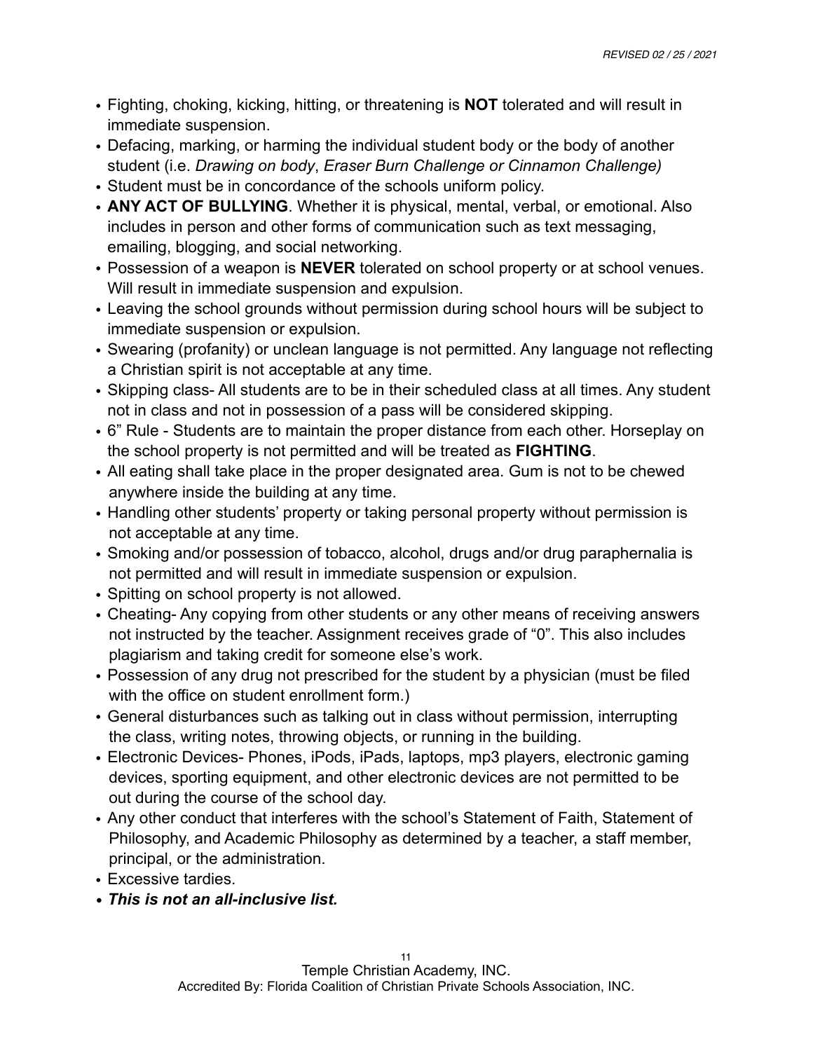- Fighting, choking, kicking, hitting, or threatening is **NOT** tolerated and will result in immediate suspension.
- Defacing, marking, or harming the individual student body or the body of another student (i.e. *Drawing on body*, *Eraser Burn Challenge or Cinnamon Challenge)*
- Student must be in concordance of the schools uniform policy.
- **ANY ACT OF BULLYING**. Whether it is physical, mental, verbal, or emotional. Also includes in person and other forms of communication such as text messaging, emailing, blogging, and social networking.
- Possession of a weapon is **NEVER** tolerated on school property or at school venues. Will result in immediate suspension and expulsion.
- Leaving the school grounds without permission during school hours will be subject to immediate suspension or expulsion.
- Swearing (profanity) or unclean language is not permitted. Any language not reflecting a Christian spirit is not acceptable at any time.
- Skipping class- All students are to be in their scheduled class at all times. Any student not in class and not in possession of a pass will be considered skipping.
- 6" Rule - Students are to maintain the proper distance from each other. Horseplay on the school property is not permitted and will be treated as **FIGHTING**.
- All eating shall take place in the proper designated area. Gum is not to be chewed anywhere inside the building at any time.
- Handling other students' property or taking personal property without permission is not acceptable at any time.
- Smoking and/or possession of tobacco, alcohol, drugs and/or drug paraphernalia is not permitted and will result in immediate suspension or expulsion.
- Spitting on school property is not allowed.
- Cheating- Any copying from other students or any other means of receiving answers not instructed by the teacher. Assignment receives grade of "0". This also includes plagiarism and taking credit for someone else's work.
- Possession of any drug not prescribed for the student by a physician (must be filed with the office on student enrollment form.)
- General disturbances such as talking out in class without permission, interrupting the class, writing notes, throwing objects, or running in the building.
- Electronic Devices- Phones, iPods, iPads, laptops, mp3 players, electronic gaming devices, sporting equipment, and other electronic devices are not permitted to be out during the course of the school day.
- Any other conduct that interferes with the school's Statement of Faith, Statement of Philosophy, and Academic Philosophy as determined by a teacher, a staff member, principal, or the administration.
- Excessive tardies.
- ***This is not an all-inclusive list.***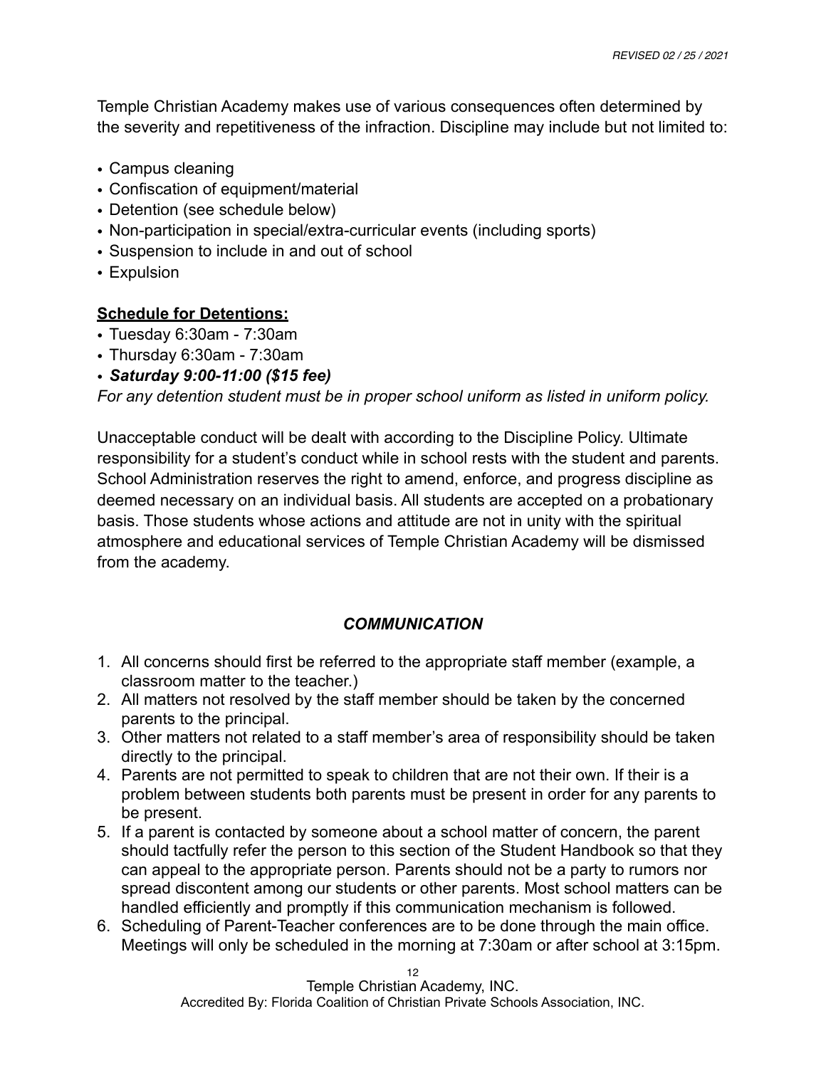Temple Christian Academy makes use of various consequences often determined by the severity and repetitiveness of the infraction. Discipline may include but not limited to:

- Campus cleaning
- Confiscation of equipment/material
- Detention (see schedule below)
- Non-participation in special/extra-curricular events (including sports)
- Suspension to include in and out of school
- Expulsion

**Schedule for Detentions:**

- Tuesday 6:30am - 7:30am
- Thursday 6:30am - 7:30am
- ***Saturday 9:00-11:00 ($15 fee)***

*For any detention student must be in proper school uniform as listed in uniform policy.*

Unacceptable conduct will be dealt with according to the Discipline Policy. Ultimate responsibility for a student's conduct while in school rests with the student and parents. School Administration reserves the right to amend, enforce, and progress discipline as deemed necessary on an individual basis. All students are accepted on a probationary basis. Those students whose actions and attitude are not in unity with the spiritual atmosphere and educational services of Temple Christian Academy will be dismissed from the academy.

## ***COMMUNICATION***

1. All concerns should first be referred to the appropriate staff member (example, a classroom matter to the teacher.)
2. All matters not resolved by the staff member should be taken by the concerned parents to the principal.
3. Other matters not related to a staff member's area of responsibility should be taken directly to the principal.
4. Parents are not permitted to speak to children that are not their own. If their is a problem between students both parents must be present in order for any parents to be present.
5. If a parent is contacted by someone about a school matter of concern, the parent should tactfully refer the person to this section of the Student Handbook so that they can appeal to the appropriate person. Parents should not be a party to rumors nor spread discontent among our students or other parents. Most school matters can be handled efficiently and promptly if this communication mechanism is followed.
6. Scheduling of Parent-Teacher conferences are to be done through the main office. Meetings will only be scheduled in the morning at 7:30am or after school at 3:15pm.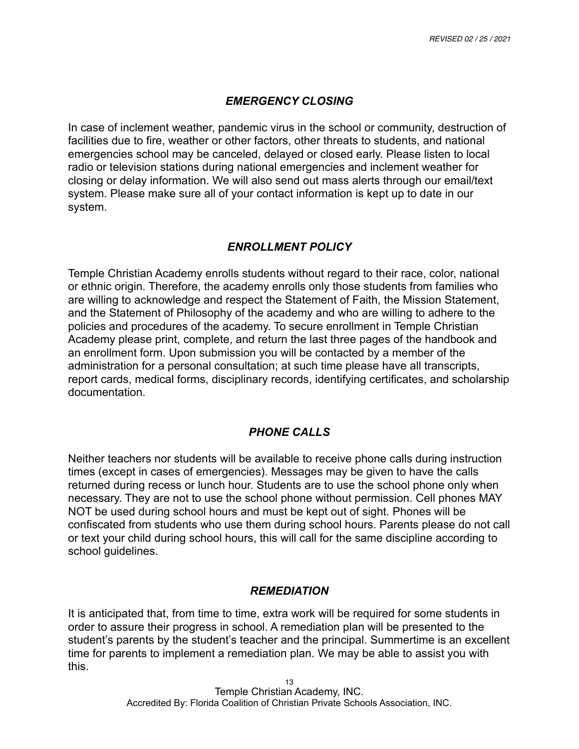## *EMERGENCY CLOSING*

In case of inclement weather, pandemic virus in the school or community, destruction of facilities due to fire, weather or other factors, other threats to students, and national emergencies school may be canceled, delayed or closed early. Please listen to local radio or television stations during national emergencies and inclement weather for closing or delay information. We will also send out mass alerts through our email/text system. Please make sure all of your contact information is kept up to date in our system.

## *ENROLLMENT POLICY*

Temple Christian Academy enrolls students without regard to their race, color, national or ethnic origin. Therefore, the academy enrolls only those students from families who are willing to acknowledge and respect the Statement of Faith, the Mission Statement, and the Statement of Philosophy of the academy and who are willing to adhere to the policies and procedures of the academy. To secure enrollment in Temple Christian Academy please print, complete, and return the last three pages of the handbook and an enrollment form. Upon submission you will be contacted by a member of the administration for a personal consultation; at such time please have all transcripts, report cards, medical forms, disciplinary records, identifying certificates, and scholarship documentation.

## *PHONE CALLS*

Neither teachers nor students will be available to receive phone calls during instruction times (except in cases of emergencies). Messages may be given to have the calls returned during recess or lunch hour. Students are to use the school phone only when necessary. They are not to use the school phone without permission. Cell phones MAY NOT be used during school hours and must be kept out of sight. Phones will be confiscated from students who use them during school hours. Parents please do not call or text your child during school hours, this will call for the same discipline according to school guidelines.

## *REMEDIATION*

It is anticipated that, from time to time, extra work will be required for some students in order to assure their progress in school. A remediation plan will be presented to the student's parents by the student's teacher and the principal. Summertime is an excellent time for parents to implement a remediation plan. We may be able to assist you with this.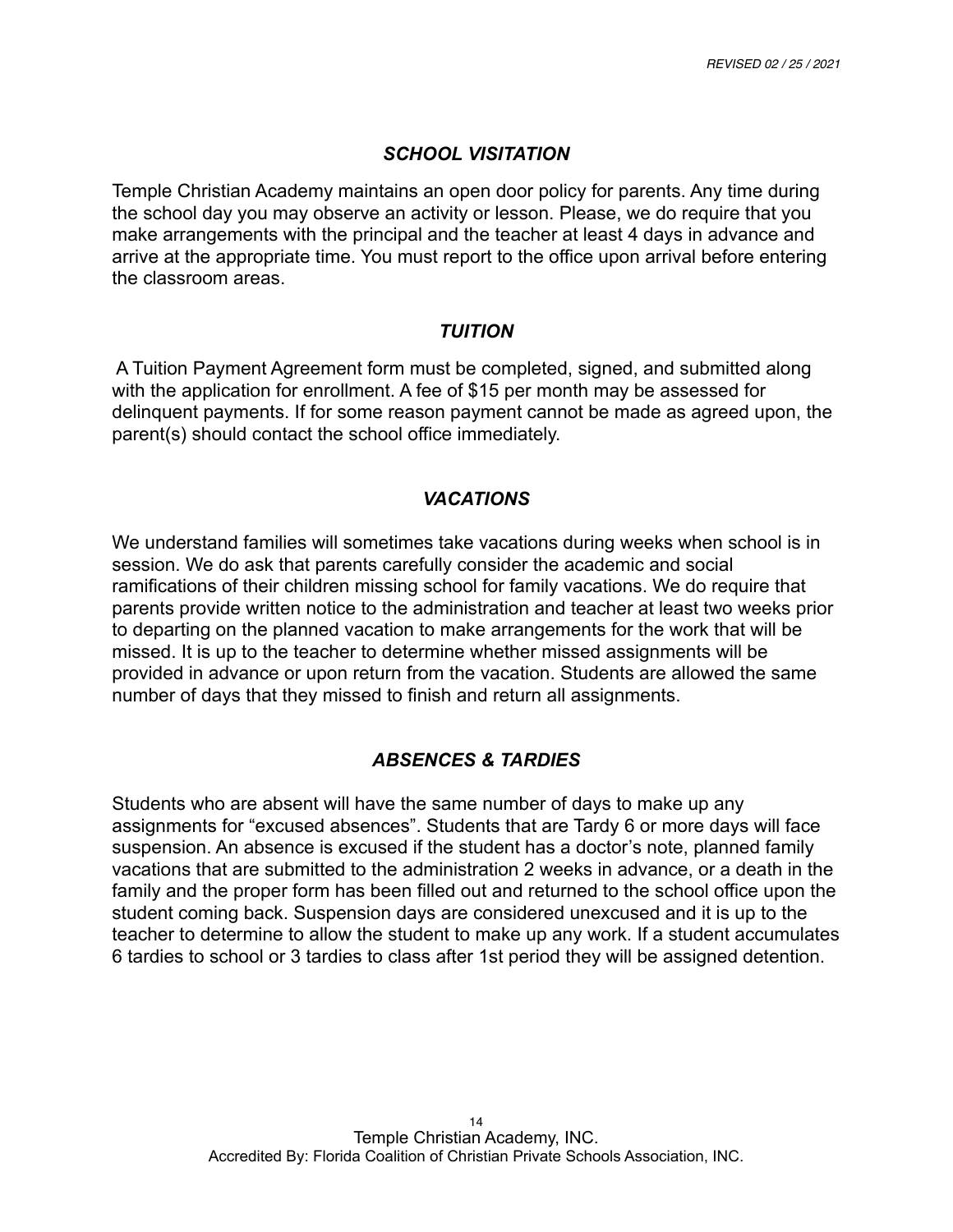## *SCHOOL VISITATION*

Temple Christian Academy maintains an open door policy for parents. Any time during the school day you may observe an activity or lesson. Please, we do require that you make arrangements with the principal and the teacher at least 4 days in advance and arrive at the appropriate time. You must report to the office upon arrival before entering the classroom areas.

## *TUITION*

A Tuition Payment Agreement form must be completed, signed, and submitted along with the application for enrollment. A fee of $15 per month may be assessed for delinquent payments. If for some reason payment cannot be made as agreed upon, the parent(s) should contact the school office immediately.

## *VACATIONS*

We understand families will sometimes take vacations during weeks when school is in session. We do ask that parents carefully consider the academic and social ramifications of their children missing school for family vacations. We do require that parents provide written notice to the administration and teacher at least two weeks prior to departing on the planned vacation to make arrangements for the work that will be missed. It is up to the teacher to determine whether missed assignments will be provided in advance or upon return from the vacation. Students are allowed the same number of days that they missed to finish and return all assignments.

## *ABSENCES & TARDIES*

Students who are absent will have the same number of days to make up any assignments for "excused absences". Students that are Tardy 6 or more days will face suspension. An absence is excused if the student has a doctor's note, planned family vacations that are submitted to the administration 2 weeks in advance, or a death in the family and the proper form has been filled out and returned to the school office upon the student coming back. Suspension days are considered unexcused and it is up to the teacher to determine to allow the student to make up any work. If a student accumulates 6 tardies to school or 3 tardies to class after 1st period they will be assigned detention.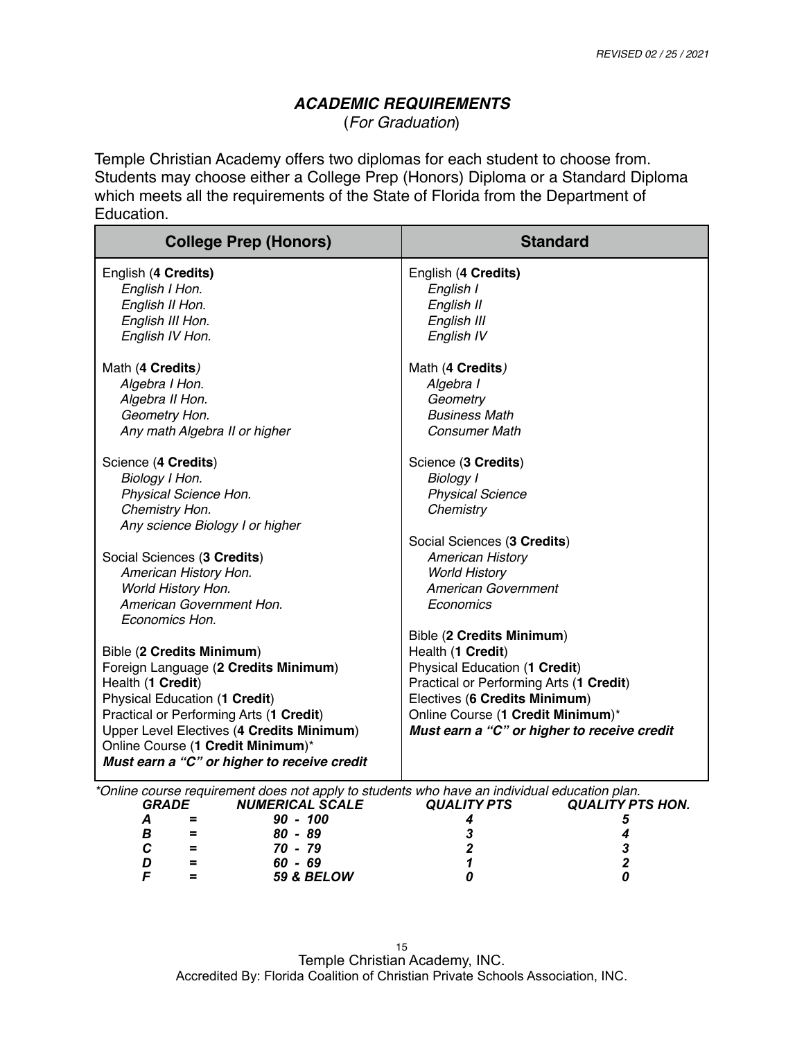## *ACADEMIC REQUIREMENTS*

(*For Graduation*)

Temple Christian Academy offers two diplomas for each student to choose from. Students may choose either a College Prep (Honors) Diploma or a Standard Diploma which meets all the requirements of the State of Florida from the Department of Education.

| College Prep (Honors) | Standard |
|---|---|
| English (**4 Credits)**<br>*English I Hon.*<br>*English II Hon.*<br>*English III Hon.*<br>*English IV Hon.*<br><br>Math (**4 Credits***)*<br>*Algebra I Hon.*<br>*Algebra II Hon.*<br>*Geometry Hon.*<br>*Any math Algebra II or higher*<br><br>Science (**4 Credits**)<br>*Biology I Hon.*<br>*Physical Science Hon.*<br>*Chemistry Hon.*<br>*Any science Biology I or higher*<br><br>Social Sciences (**3 Credits**)<br>*American History Hon.*<br>*World History Hon.*<br>*American Government Hon.*<br>*Economics Hon.*<br><br>Bible (**2 Credits Minimum**)<br>Foreign Language (**2 Credits Minimum**)<br>Health (**1 Credit**)<br>Physical Education (**1 Credit**)<br>Practical or Performing Arts (**1 Credit**)<br>Upper Level Electives (**4 Credits Minimum**)<br>Online Course (**1 Credit Minimum**)*<br>***Must earn a "C" or higher to receive credit*** | English (**4 Credits)**<br>*English I*<br>*English II*<br>*English III*<br>*English IV*<br><br>Math (**4 Credits***)*<br>*Algebra I*<br>*Geometry*<br>*Business Math*<br>*Consumer Math*<br><br>Science (**3 Credits**)<br>*Biology I*<br>*Physical Science*<br>*Chemistry*<br><br>Social Sciences (**3 Credits**)<br>*American History*<br>*World History*<br>*American Government*<br>*Economics*<br><br>Bible (**2 Credits Minimum**)<br>Health (**1 Credit**)<br>Physical Education (**1 Credit**)<br>Practical or Performing Arts (**1 Credit**)<br>Electives (**6 Credits Minimum**)<br>Online Course (**1 Credit Minimum**)*<br>***Must earn a "C" or higher to receive credit*** |

*\*Online course requirement does not apply to students who have an individual education plan.*

| GRADE | | NUMERICAL SCALE | QUALITY PTS | QUALITY PTS HON. |
|---|---|---|---|---|
| ***A*** | = | ***90 - 100*** | ***4*** | ***5*** |
| ***B*** | = | ***80 - 89*** | ***3*** | ***4*** |
| ***C*** | = | ***70 - 79*** | ***2*** | ***3*** |
| ***D*** | = | ***60 - 69*** | ***1*** | ***2*** |
| ***F*** | = | ***59 & BELOW*** | ***0*** | ***0*** |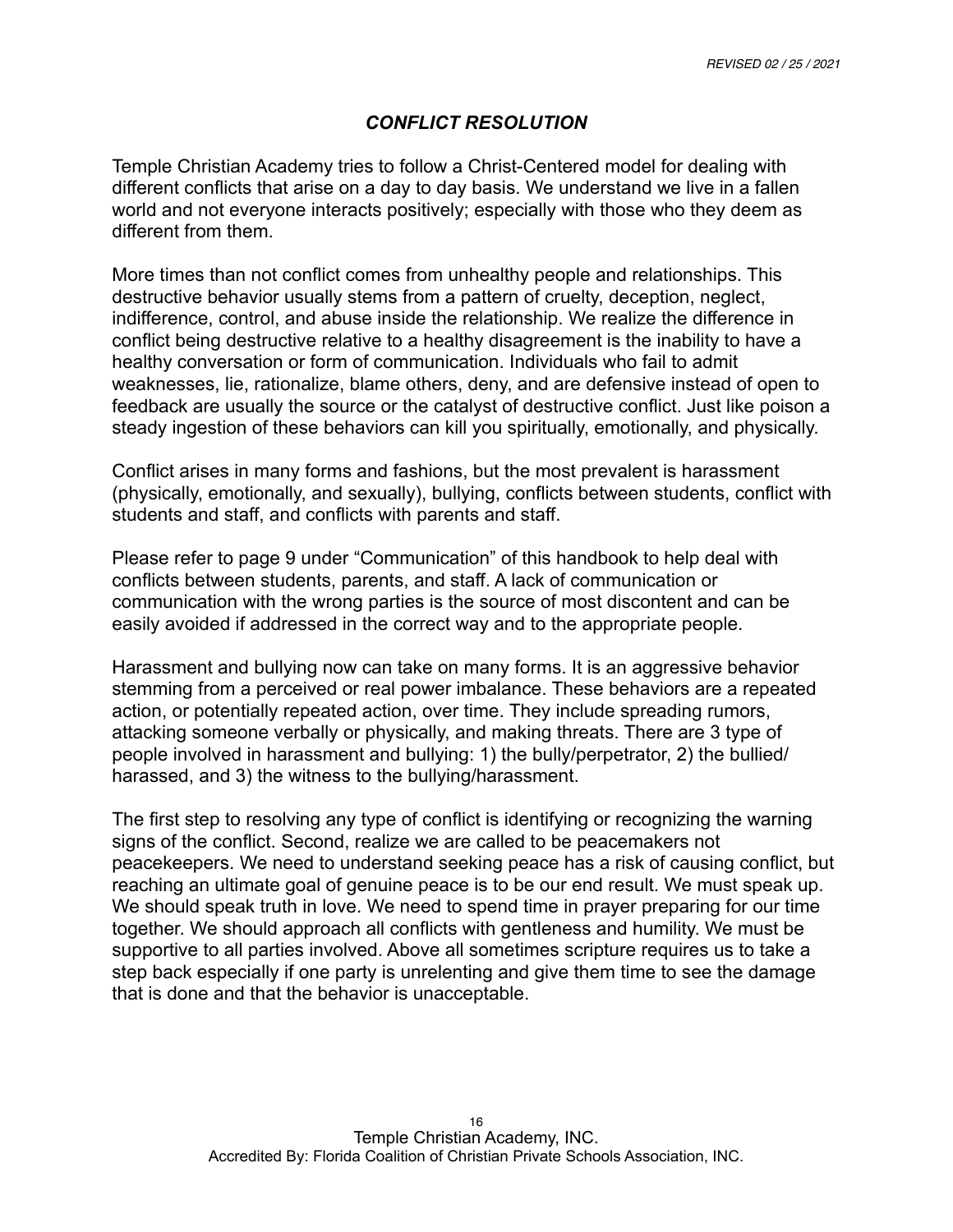## *CONFLICT RESOLUTION*

Temple Christian Academy tries to follow a Christ-Centered model for dealing with different conflicts that arise on a day to day basis. We understand we live in a fallen world and not everyone interacts positively; especially with those who they deem as different from them.

More times than not conflict comes from unhealthy people and relationships. This destructive behavior usually stems from a pattern of cruelty, deception, neglect, indifference, control, and abuse inside the relationship. We realize the difference in conflict being destructive relative to a healthy disagreement is the inability to have a healthy conversation or form of communication. Individuals who fail to admit weaknesses, lie, rationalize, blame others, deny, and are defensive instead of open to feedback are usually the source or the catalyst of destructive conflict. Just like poison a steady ingestion of these behaviors can kill you spiritually, emotionally, and physically.

Conflict arises in many forms and fashions, but the most prevalent is harassment (physically, emotionally, and sexually), bullying, conflicts between students, conflict with students and staff, and conflicts with parents and staff.

Please refer to page 9 under “Communication” of this handbook to help deal with conflicts between students, parents, and staff. A lack of communication or communication with the wrong parties is the source of most discontent and can be easily avoided if addressed in the correct way and to the appropriate people.

Harassment and bullying now can take on many forms. It is an aggressive behavior stemming from a perceived or real power imbalance. These behaviors are a repeated action, or potentially repeated action, over time. They include spreading rumors, attacking someone verbally or physically, and making threats. There are 3 type of people involved in harassment and bullying: 1) the bully/perpetrator, 2) the bullied/ harassed, and 3) the witness to the bullying/harassment.

The first step to resolving any type of conflict is identifying or recognizing the warning signs of the conflict. Second, realize we are called to be peacemakers not peacekeepers. We need to understand seeking peace has a risk of causing conflict, but reaching an ultimate goal of genuine peace is to be our end result. We must speak up. We should speak truth in love. We need to spend time in prayer preparing for our time together. We should approach all conflicts with gentleness and humility. We must be supportive to all parties involved. Above all sometimes scripture requires us to take a step back especially if one party is unrelenting and give them time to see the damage that is done and that the behavior is unacceptable.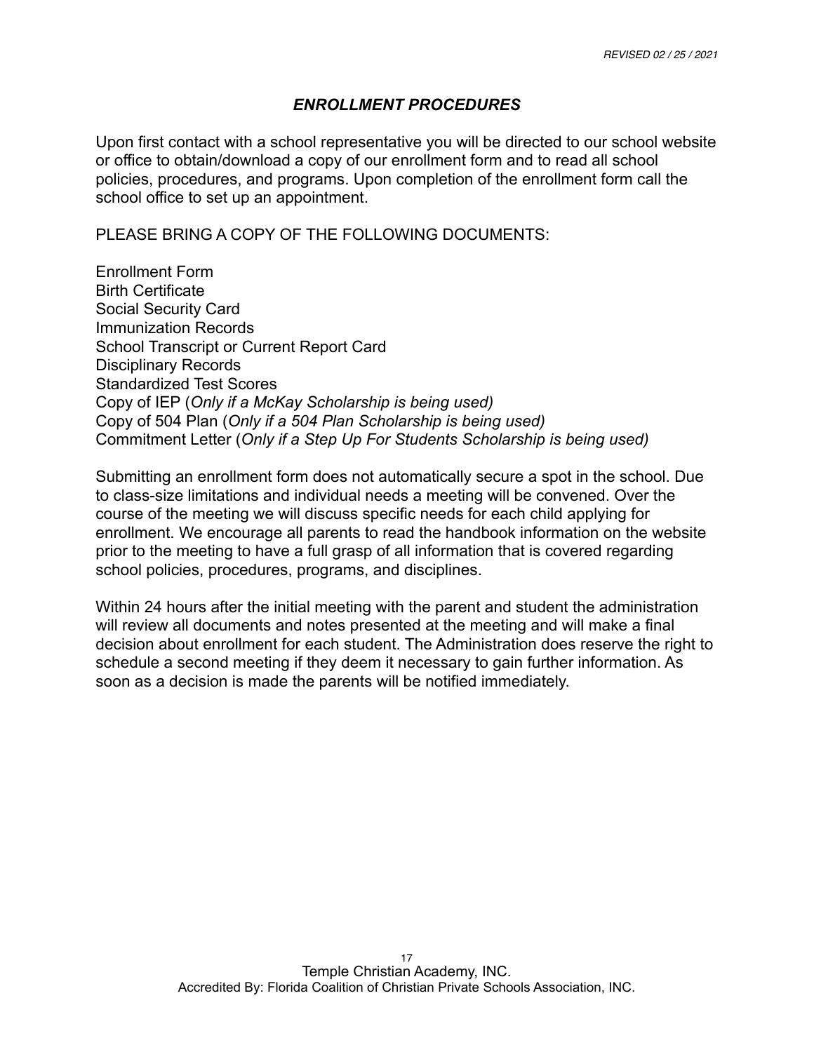## *ENROLLMENT PROCEDURES*

Upon first contact with a school representative you will be directed to our school website or office to obtain/download a copy of our enrollment form and to read all school policies, procedures, and programs. Upon completion of the enrollment form call the school office to set up an appointment.

PLEASE BRING A COPY OF THE FOLLOWING DOCUMENTS:

Enrollment Form
Birth Certificate
Social Security Card
Immunization Records
School Transcript or Current Report Card
Disciplinary Records
Standardized Test Scores
Copy of IEP (*Only if a McKay Scholarship is being used)*
Copy of 504 Plan (*Only if a 504 Plan Scholarship is being used)*
Commitment Letter (*Only if a Step Up For Students Scholarship is being used)*

Submitting an enrollment form does not automatically secure a spot in the school. Due to class-size limitations and individual needs a meeting will be convened. Over the course of the meeting we will discuss specific needs for each child applying for enrollment. We encourage all parents to read the handbook information on the website prior to the meeting to have a full grasp of all information that is covered regarding school policies, procedures, programs, and disciplines.

Within 24 hours after the initial meeting with the parent and student the administration will review all documents and notes presented at the meeting and will make a final decision about enrollment for each student. The Administration does reserve the right to schedule a second meeting if they deem it necessary to gain further information. As soon as a decision is made the parents will be notified immediately.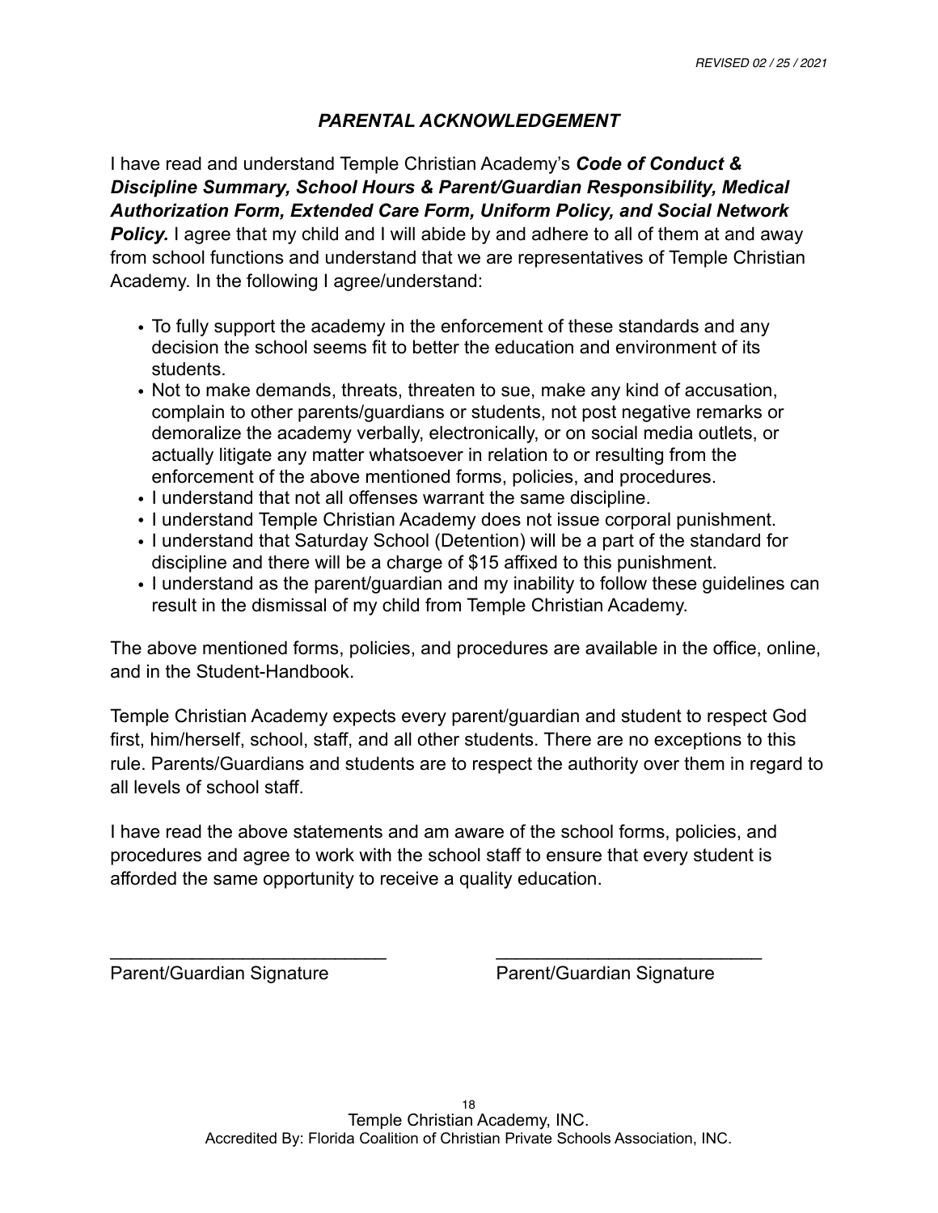## *PARENTAL ACKNOWLEDGEMENT*

I have read and understand Temple Christian Academy's ***Code of Conduct & Discipline Summary, School Hours & Parent/Guardian Responsibility, Medical Authorization Form, Extended Care Form, Uniform Policy, and Social Network Policy.*** I agree that my child and I will abide by and adhere to all of them at and away from school functions and understand that we are representatives of Temple Christian Academy. In the following I agree/understand:

- To fully support the academy in the enforcement of these standards and any decision the school seems fit to better the education and environment of its students.
- Not to make demands, threats, threaten to sue, make any kind of accusation, complain to other parents/guardians or students, not post negative remarks or demoralize the academy verbally, electronically, or on social media outlets, or actually litigate any matter whatsoever in relation to or resulting from the enforcement of the above mentioned forms, policies, and procedures.
- I understand that not all offenses warrant the same discipline.
- I understand Temple Christian Academy does not issue corporal punishment.
- I understand that Saturday School (Detention) will be a part of the standard for discipline and there will be a charge of $15 affixed to this punishment.
- I understand as the parent/guardian and my inability to follow these guidelines can result in the dismissal of my child from Temple Christian Academy.

The above mentioned forms, policies, and procedures are available in the office, online, and in the Student-Handbook.

Temple Christian Academy expects every parent/guardian and student to respect God first, him/herself, school, staff, and all other students. There are no exceptions to this rule. Parents/Guardians and students are to respect the authority over them in regard to all levels of school staff.

I have read the above statements and am aware of the school forms, policies, and procedures and agree to work with the school staff to ensure that every student is afforded the same opportunity to receive a quality education.

___________________________ ___________________________

Parent/Guardian Signature Parent/Guardian Signature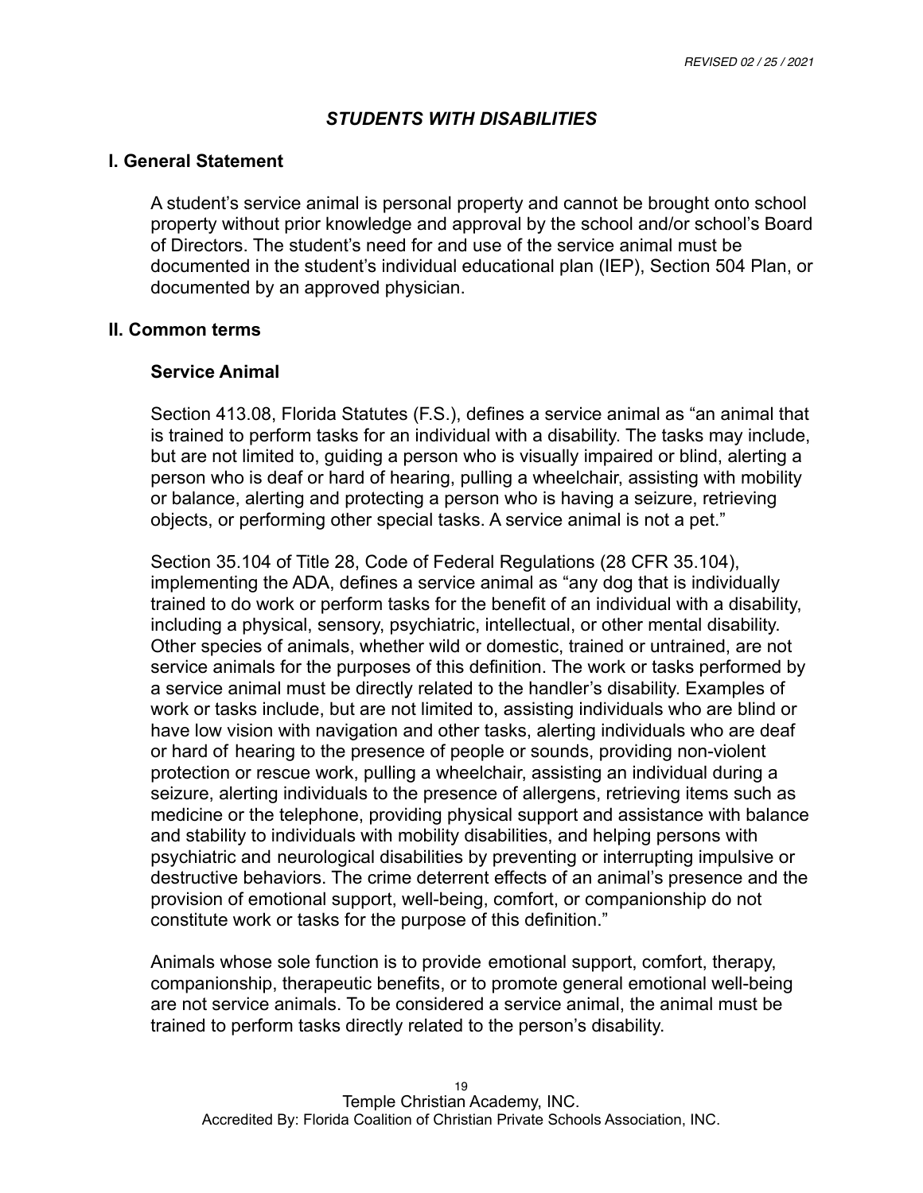## *STUDENTS WITH DISABILITIES*

### I. General Statement

A student's service animal is personal property and cannot be brought onto school property without prior knowledge and approval by the school and/or school's Board of Directors. The student's need for and use of the service animal must be documented in the student's individual educational plan (IEP), Section 504 Plan, or documented by an approved physician.

### II. Common terms

#### Service Animal

Section 413.08, Florida Statutes (F.S.), defines a service animal as "an animal that is trained to perform tasks for an individual with a disability. The tasks may include, but are not limited to, guiding a person who is visually impaired or blind, alerting a person who is deaf or hard of hearing, pulling a wheelchair, assisting with mobility or balance, alerting and protecting a person who is having a seizure, retrieving objects, or performing other special tasks. A service animal is not a pet."

Section 35.104 of Title 28, Code of Federal Regulations (28 CFR 35.104), implementing the ADA, defines a service animal as "any dog that is individually trained to do work or perform tasks for the benefit of an individual with a disability, including a physical, sensory, psychiatric, intellectual, or other mental disability. Other species of animals, whether wild or domestic, trained or untrained, are not service animals for the purposes of this definition. The work or tasks performed by a service animal must be directly related to the handler's disability. Examples of work or tasks include, but are not limited to, assisting individuals who are blind or have low vision with navigation and other tasks, alerting individuals who are deaf or hard of hearing to the presence of people or sounds, providing non-violent protection or rescue work, pulling a wheelchair, assisting an individual during a seizure, alerting individuals to the presence of allergens, retrieving items such as medicine or the telephone, providing physical support and assistance with balance and stability to individuals with mobility disabilities, and helping persons with psychiatric and neurological disabilities by preventing or interrupting impulsive or destructive behaviors. The crime deterrent effects of an animal's presence and the provision of emotional support, well-being, comfort, or companionship do not constitute work or tasks for the purpose of this definition."

Animals whose sole function is to provide emotional support, comfort, therapy, companionship, therapeutic benefits, or to promote general emotional well-being are not service animals. To be considered a service animal, the animal must be trained to perform tasks directly related to the person's disability.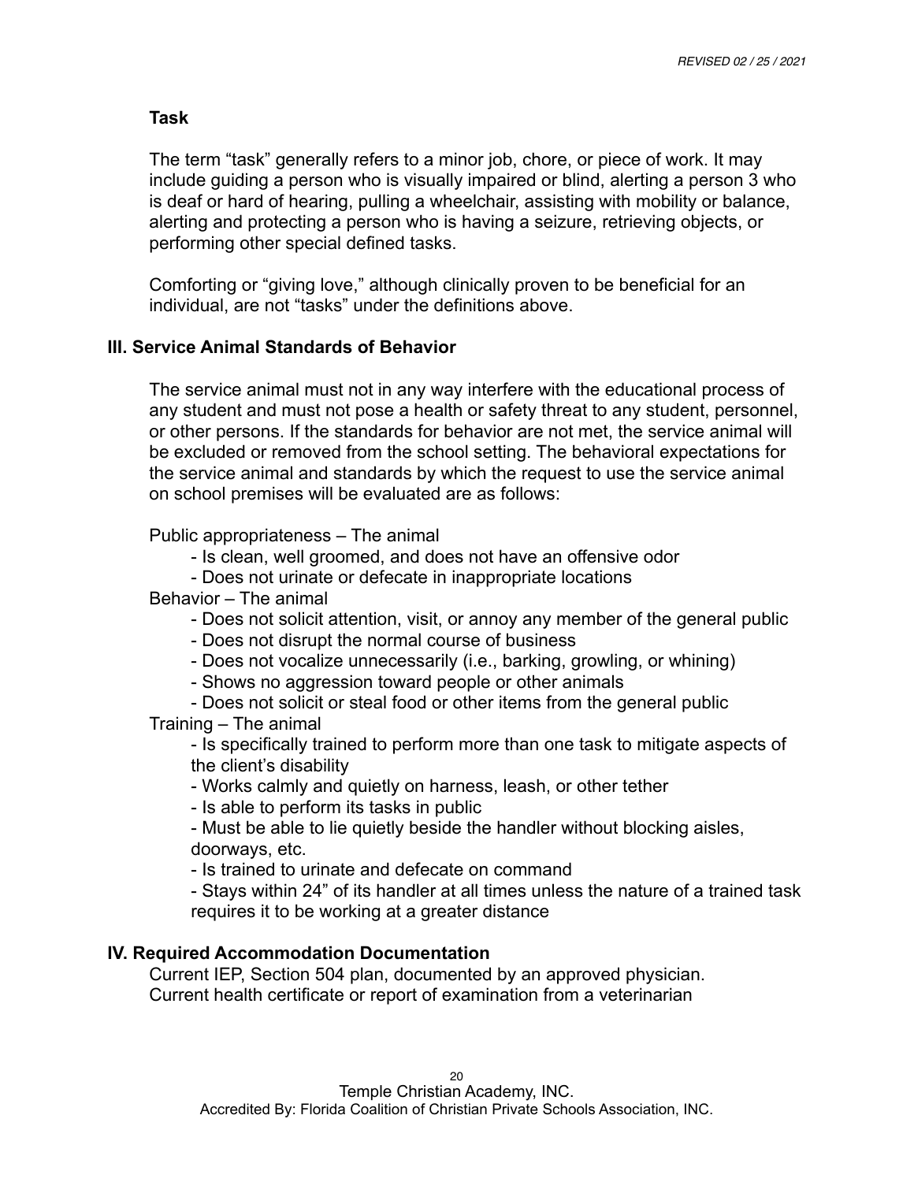**Task**

The term "task" generally refers to a minor job, chore, or piece of work. It may include guiding a person who is visually impaired or blind, alerting a person 3 who is deaf or hard of hearing, pulling a wheelchair, assisting with mobility or balance, alerting and protecting a person who is having a seizure, retrieving objects, or performing other special defined tasks.

Comforting or "giving love," although clinically proven to be beneficial for an individual, are not "tasks" under the definitions above.

## III. Service Animal Standards of Behavior

The service animal must not in any way interfere with the educational process of any student and must not pose a health or safety threat to any student, personnel, or other persons. If the standards for behavior are not met, the service animal will be excluded or removed from the school setting. The behavioral expectations for the service animal and standards by which the request to use the service animal on school premises will be evaluated are as follows:

Public appropriateness – The animal

- Is clean, well groomed, and does not have an offensive odor
- Does not urinate or defecate in inappropriate locations

Behavior – The animal

- Does not solicit attention, visit, or annoy any member of the general public
- Does not disrupt the normal course of business
- Does not vocalize unnecessarily (i.e., barking, growling, or whining)
- Shows no aggression toward people or other animals
- Does not solicit or steal food or other items from the general public

Training – The animal

- Is specifically trained to perform more than one task to mitigate aspects of the client's disability
- Works calmly and quietly on harness, leash, or other tether
- Is able to perform its tasks in public
- Must be able to lie quietly beside the handler without blocking aisles, doorways, etc.
- Is trained to urinate and defecate on command
- Stays within 24" of its handler at all times unless the nature of a trained task requires it to be working at a greater distance

## IV. Required Accommodation Documentation

Current IEP, Section 504 plan, documented by an approved physician.
Current health certificate or report of examination from a veterinarian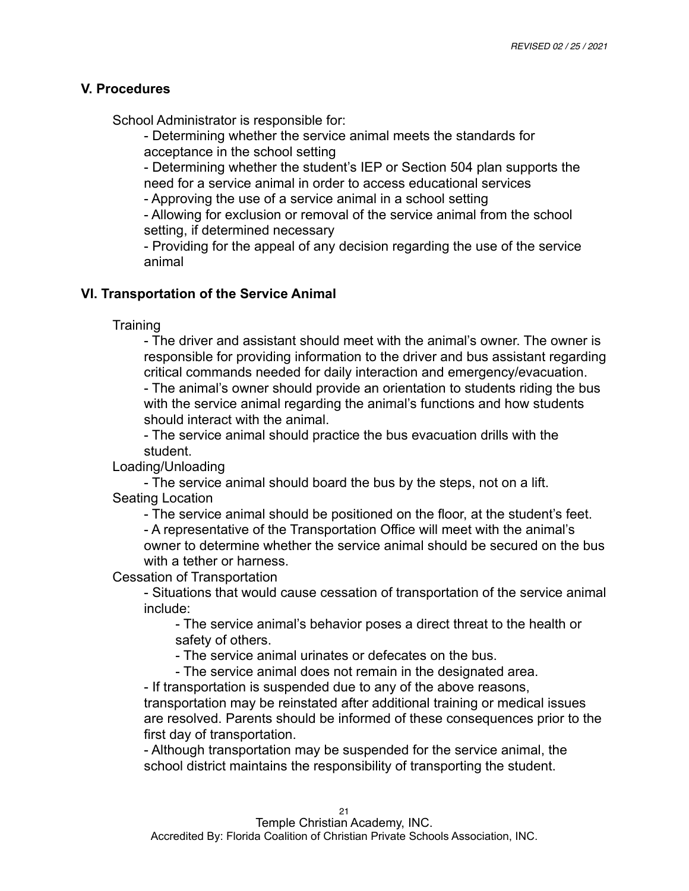## V. Procedures

School Administrator is responsible for:

- Determining whether the service animal meets the standards for acceptance in the school setting
- Determining whether the student's IEP or Section 504 plan supports the need for a service animal in order to access educational services
- Approving the use of a service animal in a school setting
- Allowing for exclusion or removal of the service animal from the school setting, if determined necessary
- Providing for the appeal of any decision regarding the use of the service animal

## VI. Transportation of the Service Animal

Training

- The driver and assistant should meet with the animal's owner. The owner is responsible for providing information to the driver and bus assistant regarding critical commands needed for daily interaction and emergency/evacuation.
- The animal's owner should provide an orientation to students riding the bus with the service animal regarding the animal's functions and how students should interact with the animal.
- The service animal should practice the bus evacuation drills with the student.

Loading/Unloading

- The service animal should board the bus by the steps, not on a lift.

Seating Location

- The service animal should be positioned on the floor, at the student's feet.
- A representative of the Transportation Office will meet with the animal's owner to determine whether the service animal should be secured on the bus with a tether or harness.

Cessation of Transportation

- Situations that would cause cessation of transportation of the service animal include:
    - The service animal's behavior poses a direct threat to the health or safety of others.
    - The service animal urinates or defecates on the bus.
    - The service animal does not remain in the designated area.
- If transportation is suspended due to any of the above reasons, transportation may be reinstated after additional training or medical issues are resolved. Parents should be informed of these consequences prior to the first day of transportation.
- Although transportation may be suspended for the service animal, the school district maintains the responsibility of transporting the student.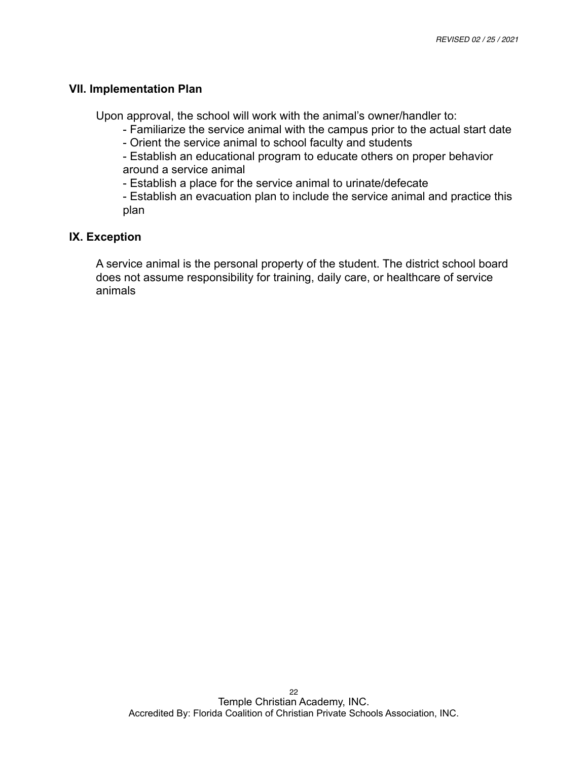## VII. Implementation Plan

Upon approval, the school will work with the animal's owner/handler to:

- Familiarize the service animal with the campus prior to the actual start date
- Orient the service animal to school faculty and students
- Establish an educational program to educate others on proper behavior around a service animal
- Establish a place for the service animal to urinate/defecate
- Establish an evacuation plan to include the service animal and practice this plan

## IX. Exception

A service animal is the personal property of the student. The district school board does not assume responsibility for training, daily care, or healthcare of service animals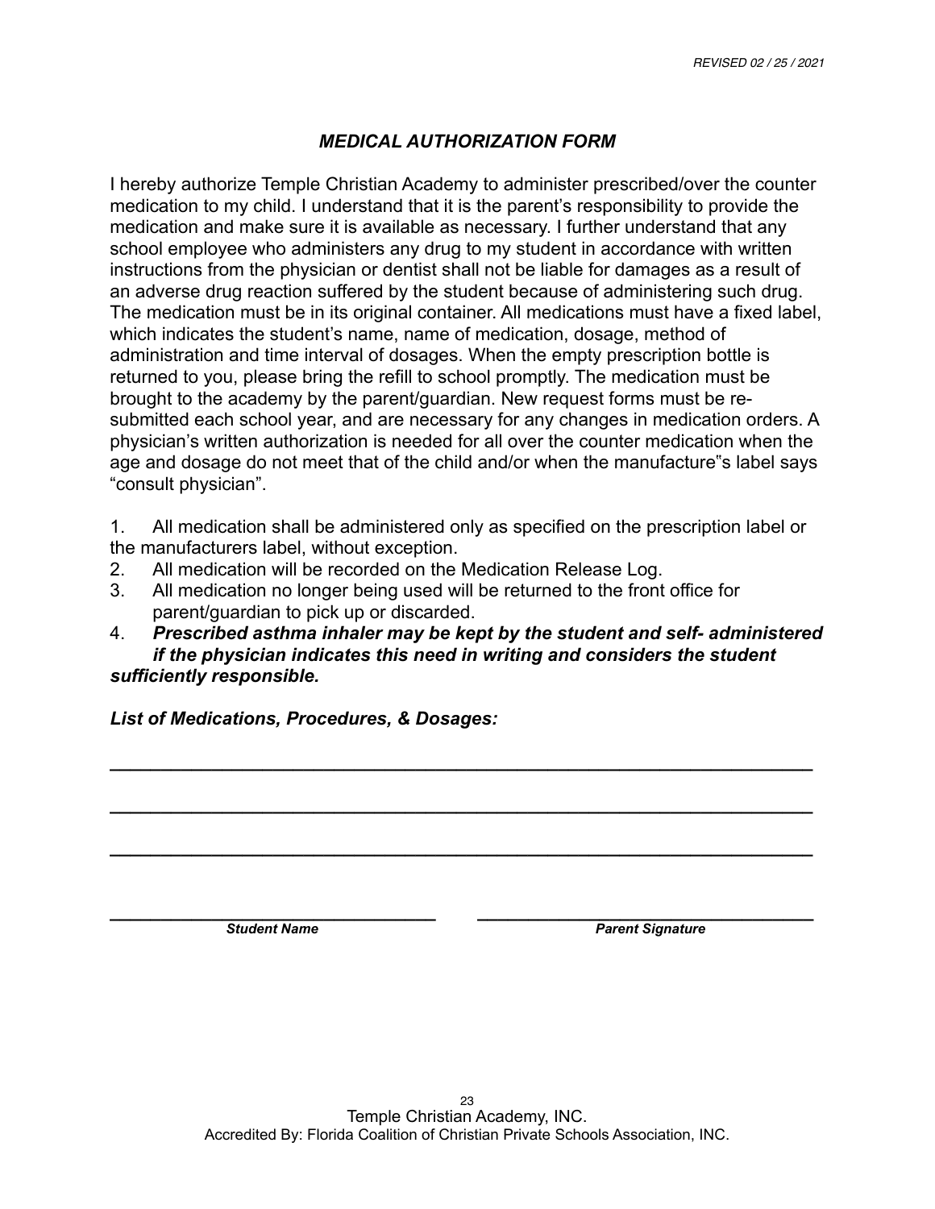## *MEDICAL AUTHORIZATION FORM*

I hereby authorize Temple Christian Academy to administer prescribed/over the counter medication to my child. I understand that it is the parent's responsibility to provide the medication and make sure it is available as necessary. I further understand that any school employee who administers any drug to my student in accordance with written instructions from the physician or dentist shall not be liable for damages as a result of an adverse drug reaction suffered by the student because of administering such drug. The medication must be in its original container. All medications must have a fixed label, which indicates the student's name, name of medication, dosage, method of administration and time interval of dosages. When the empty prescription bottle is returned to you, please bring the refill to school promptly. The medication must be brought to the academy by the parent/guardian. New request forms must be re-submitted each school year, and are necessary for any changes in medication orders. A physician's written authorization is needed for all over the counter medication when the age and dosage do not meet that of the child and/or when the manufacture"s label says "consult physician".

1. All medication shall be administered only as specified on the prescription label or the manufacturers label, without exception.
2. All medication will be recorded on the Medication Release Log.
3. All medication no longer being used will be returned to the front office for parent/guardian to pick up or discarded.
4. ***Prescribed asthma inhaler may be kept by the student and self- administered if the physician indicates this need in writing and considers the student sufficiently responsible.***

***List of Medications, Procedures, & Dosages:***

______________________________________________________________________

______________________________________________________________________

______________________________________________________________________

______________________________ ______________________________

***Student Name*** ***Parent Signature***

Temple Christian Academy, INC.
Accredited By: Florida Coalition of Christian Private Schools Association, INC.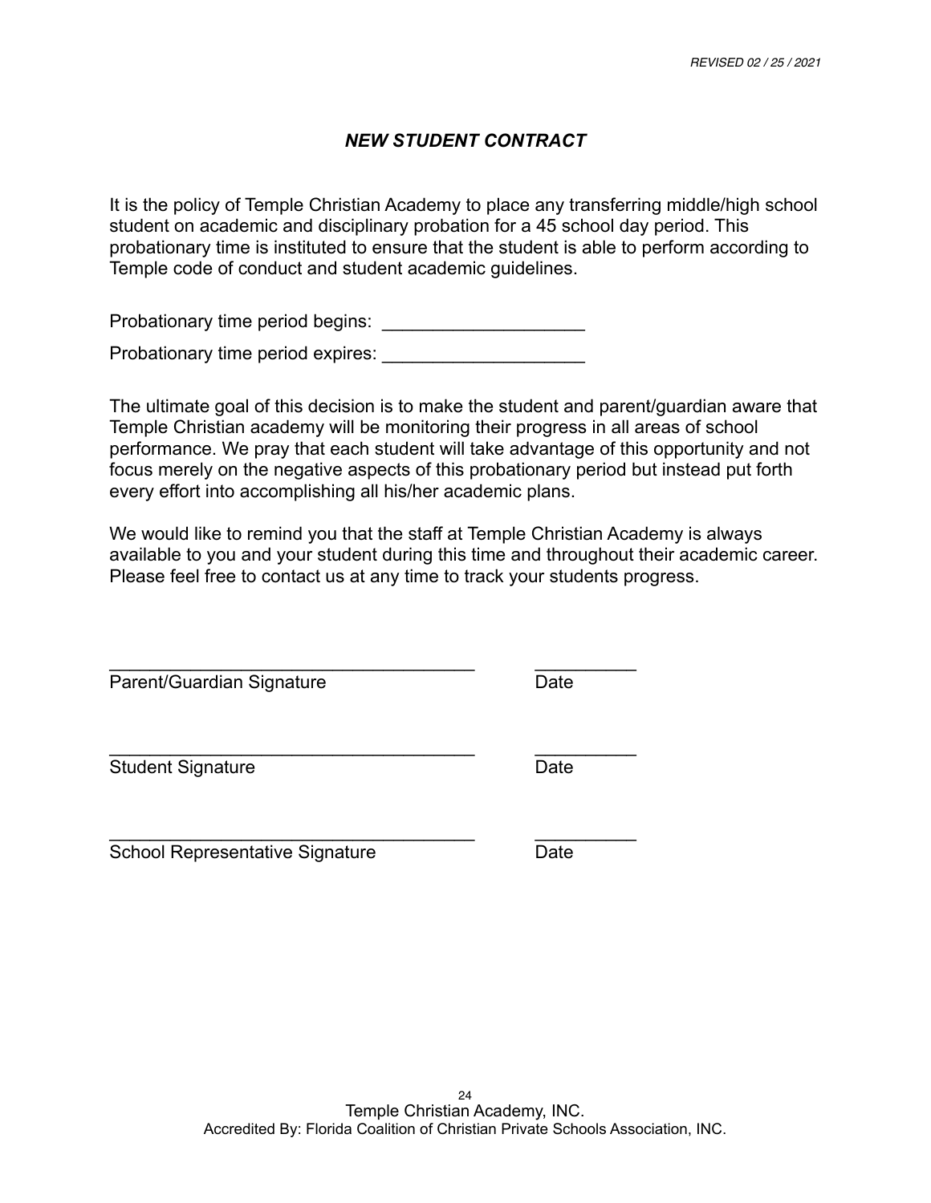REVISED 02 / 25 / 2021

## *NEW STUDENT CONTRACT*

It is the policy of Temple Christian Academy to place any transferring middle/high school student on academic and disciplinary probation for a 45 school day period. This probationary time is instituted to ensure that the student is able to perform according to Temple code of conduct and student academic guidelines.

Probationary time period begins: ____________________

Probationary time period expires: ____________________

The ultimate goal of this decision is to make the student and parent/guardian aware that Temple Christian academy will be monitoring their progress in all areas of school performance. We pray that each student will take advantage of this opportunity and not focus merely on the negative aspects of this probationary period but instead put forth every effort into accomplishing all his/her academic plans.

We would like to remind you that the staff at Temple Christian Academy is always available to you and your student during this time and throughout their academic career. Please feel free to contact us at any time to track your students progress.

____________________________________ __________
Parent/Guardian Signature Date

____________________________________ __________
Student Signature Date

____________________________________ __________
School Representative Signature Date

Temple Christian Academy, INC.
Accredited By: Florida Coalition of Christian Private Schools Association, INC.